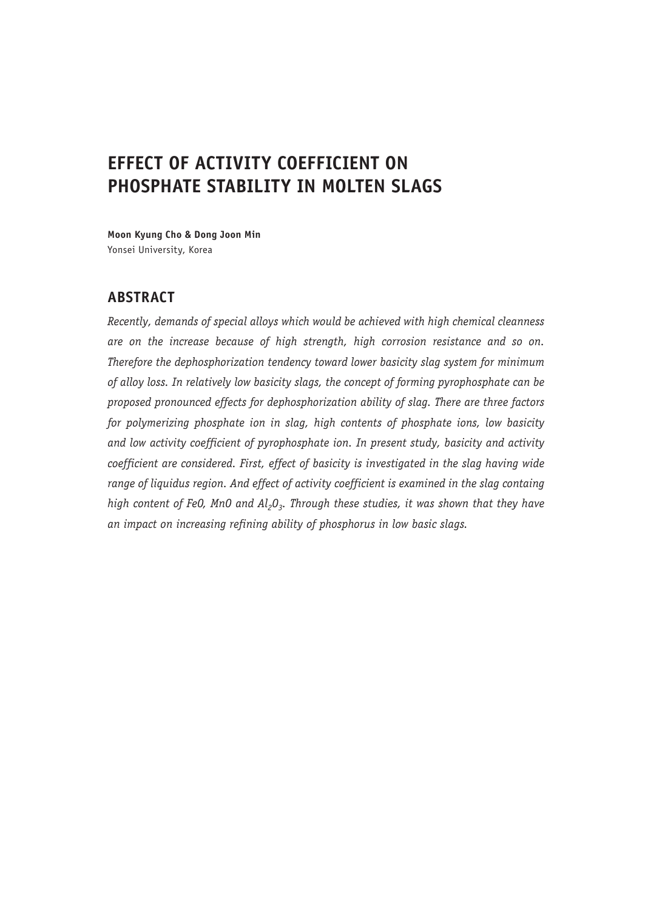# EFFECT OF ACTIVITY COEFFICIENT ON PHOSPHATE STABILITY IN MOLTEN SLAGS

**Moon Kyung Cho & Dong Joon Min**
Yonsei University, Korea

## ABSTRACT

*Recently, demands of special alloys which would be achieved with high chemical cleanness are on the increase because of high strength, high corrosion resistance and so on. Therefore the dephosphorization tendency toward lower basicity slag system for minimum of alloy loss. In relatively low basicity slags, the concept of forming pyrophosphate can be proposed pronounced effects for dephosphorization ability of slag. There are three factors for polymerizing phosphate ion in slag, high contents of phosphate ions, low basicity and low activity coefficient of pyrophosphate ion. In present study, basicity and activity coefficient are considered. First, effect of basicity is investigated in the slag having wide range of liquidus region. And effect of activity coefficient is examined in the slag containg high content of FeO, MnO and $Al_2O_3$. Through these studies, it was shown that they have an impact on increasing refining ability of phosphorus in low basic slags.*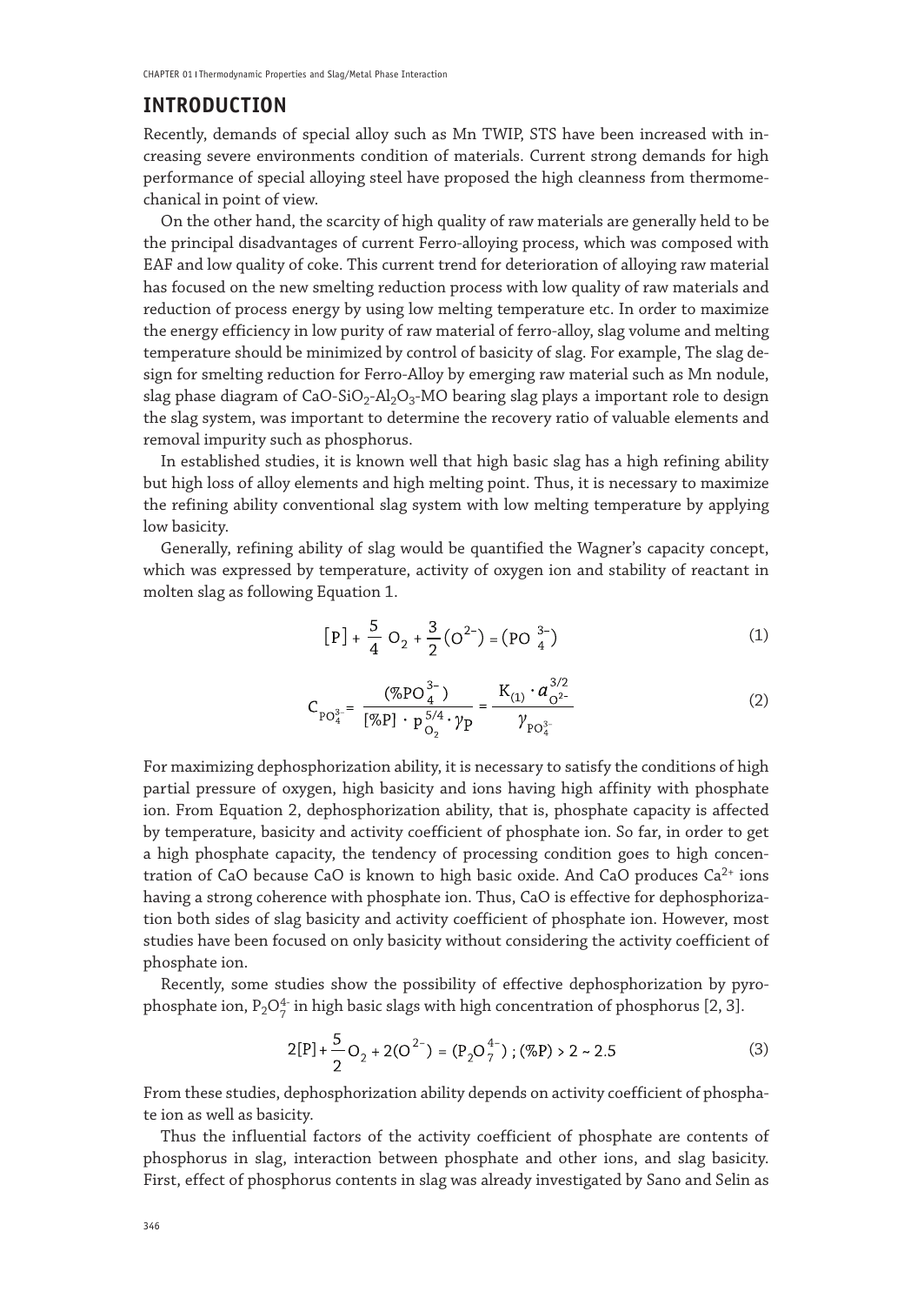## INTRODUCTION

Recently, demands of special alloy such as Mn TWIP, STS have been increased with increasing severe environments condition of materials. Current strong demands for high performance of special alloying steel have proposed the high cleanness from thermomechanical in point of view.

On the other hand, the scarcity of high quality of raw materials are generally held to be the principal disadvantages of current Ferro-alloying process, which was composed with EAF and low quality of coke. This current trend for deterioration of alloying raw material has focused on the new smelting reduction process with low quality of raw materials and reduction of process energy by using low melting temperature etc. In order to maximize the energy efficiency in low purity of raw material of ferro-alloy, slag volume and melting temperature should be minimized by control of basicity of slag. For example, The slag design for smelting reduction for Ferro-Alloy by emerging raw material such as Mn nodule, slag phase diagram of $CaO$-$SiO_2$-$Al_2O_3$-$MO$ bearing slag plays a important role to design the slag system, was important to determine the recovery ratio of valuable elements and removal impurity such as phosphorus.

In established studies, it is known well that high basic slag has a high refining ability but high loss of alloy elements and high melting point. Thus, it is necessary to maximize the refining ability conventional slag system with low melting temperature by applying low basicity.

Generally, refining ability of slag would be quantified the Wagner's capacity concept, which was expressed by temperature, activity of oxygen ion and stability of reactant in molten slag as following Equation 1.

$$[P] + \frac{5}{4}\,O_2 + \frac{3}{2}(O^{2-}) = (PO_4^{3-}) \tag{1}$$

$$C_{PO_4^{3-}} = \frac{(\%PO_4^{3-})}{[\%P]\cdot p_{O_2}^{5/4}\cdot \gamma_P} = \frac{K_{(1)}\cdot a_{O^{2-}}^{3/2}}{\gamma_{PO_4^{3-}}} \tag{2}$$

For maximizing dephosphorization ability, it is necessary to satisfy the conditions of high partial pressure of oxygen, high basicity and ions having high affinity with phosphate ion. From Equation 2, dephosphorization ability, that is, phosphate capacity is affected by temperature, basicity and activity coefficient of phosphate ion. So far, in order to get a high phosphate capacity, the tendency of processing condition goes to high concentration of CaO because CaO is known to high basic oxide. And CaO produces $Ca^{2+}$ ions having a strong coherence with phosphate ion. Thus, CaO is effective for dephosphorization both sides of slag basicity and activity coefficient of phosphate ion. However, most studies have been focused on only basicity without considering the activity coefficient of phosphate ion.

Recently, some studies show the possibility of effective dephosphorization by pyrophosphate ion, $P_2O_7^{4-}$ in high basic slags with high concentration of phosphorus [2, 3].

$$2[P] + \frac{5}{2}O_2 + 2(O^{2-}) = (P_2O_7^{4-})\ ;\ (\%P) > 2 \sim 2.5 \tag{3}$$

From these studies, dephosphorization ability depends on activity coefficient of phosphate ion as well as basicity.

Thus the influential factors of the activity coefficient of phosphate are contents of phosphorus in slag, interaction between phosphate and other ions, and slag basicity. First, effect of phosphorus contents in slag was already investigated by Sano and Selin as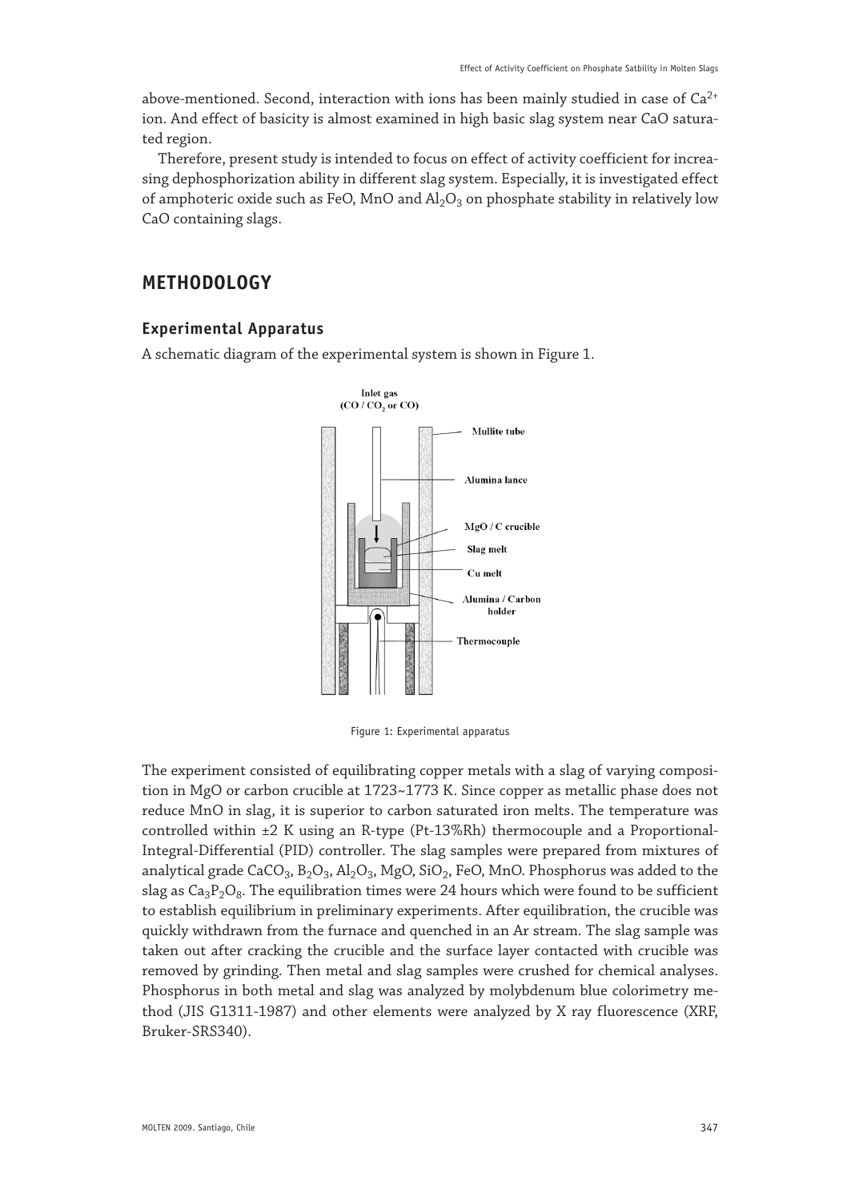above-mentioned. Second, interaction with ions has been mainly studied in case of $Ca^{2+}$ ion. And effect of basicity is almost examined in high basic slag system near CaO saturated region.

Therefore, present study is intended to focus on effect of activity coefficient for increasing dephosphorization ability in different slag system. Especially, it is investigated effect of amphoteric oxide such as FeO, MnO and $Al_2O_3$ on phosphate stability in relatively low CaO containing slags.

## METHODOLOGY

### Experimental Apparatus

A schematic diagram of the experimental system is shown in Figure 1.

Figure 1: Experimental apparatus

The experiment consisted of equilibrating copper metals with a slag of varying composition in MgO or carbon crucible at 1723~1773 K. Since copper as metallic phase does not reduce MnO in slag, it is superior to carbon saturated iron melts. The temperature was controlled within ±2 K using an R-type (Pt-13%Rh) thermocouple and a Proportional-Integral-Differential (PID) controller. The slag samples were prepared from mixtures of analytical grade $CaCO_3$, $B_2O_3$, $Al_2O_3$, MgO, $SiO_2$, FeO, MnO. Phosphorus was added to the slag as $Ca_3P_2O_8$. The equilibration times were 24 hours which were found to be sufficient to establish equilibrium in preliminary experiments. After equilibration, the crucible was quickly withdrawn from the furnace and quenched in an Ar stream. The slag sample was taken out after cracking the crucible and the surface layer contacted with crucible was removed by grinding. Then metal and slag samples were crushed for chemical analyses. Phosphorus in both metal and slag was analyzed by molybdenum blue colorimetry method (JIS G1311-1987) and other elements were analyzed by X ray fluorescence (XRF, Bruker-SRS340).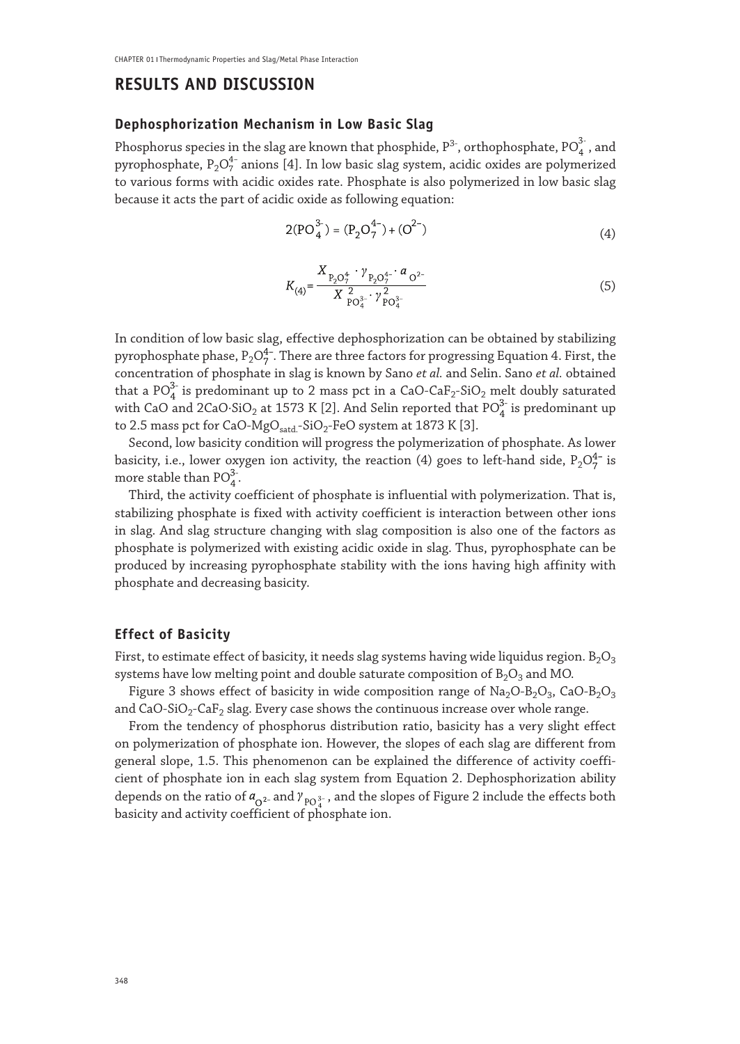## RESULTS AND DISCUSSION

### Dephosphorization Mechanism in Low Basic Slag

Phosphorus species in the slag are known that phosphide, $P^{3-}$, orthophosphate, $PO_4^{3-}$, and pyrophosphate, $P_2O_7^{4-}$ anions [4]. In low basic slag system, acidic oxides are polymerized to various forms with acidic oxides rate. Phosphate is also polymerized in low basic slag because it acts the part of acidic oxide as following equation:

$$2(PO_4^{3-}) = (P_2O_7^{4-}) + (O^{2-}) \tag{4}$$

$$K_{(4)} = \frac{X_{P_2O_7^{4-}} \cdot \gamma_{P_2O_7^{4-}} \cdot a_{O^{2-}}}{X^2_{PO_4^{3-}} \cdot \gamma^2_{PO_4^{3-}}} \tag{5}$$

In condition of low basic slag, effective dephosphorization can be obtained by stabilizing pyrophosphate phase, $P_2O_7^{4-}$. There are three factors for progressing Equation 4. First, the concentration of phosphate in slag is known by Sano *et al.* and Selin. Sano *et al.* obtained that a $PO_4^{3-}$ is predominant up to 2 mass pct in a $CaO$-$CaF_2$-$SiO_2$ melt doubly saturated with CaO and $2CaO{\cdot}SiO_2$ at 1573 K [2]. And Selin reported that $PO_4^{3-}$ is predominant up to 2.5 mass pct for $CaO$-$MgO_{satd.}$-$SiO_2$-$FeO$ system at 1873 K [3].

Second, low basicity condition will progress the polymerization of phosphate. As lower basicity, i.e., lower oxygen ion activity, the reaction (4) goes to left-hand side, $P_2O_7^{4-}$ is more stable than $PO_4^{3-}$.

Third, the activity coefficient of phosphate is influential with polymerization. That is, stabilizing phosphate is fixed with activity coefficient is interaction between other ions in slag. And slag structure changing with slag composition is also one of the factors as phosphate is polymerized with existing acidic oxide in slag. Thus, pyrophosphate can be produced by increasing pyrophosphate stability with the ions having high affinity with phosphate and decreasing basicity.

### Effect of Basicity

First, to estimate effect of basicity, it needs slag systems having wide liquidus region. $B_2O_3$ systems have low melting point and double saturate composition of $B_2O_3$ and MO.

Figure 3 shows effect of basicity in wide composition range of $Na_2O$-$B_2O_3$, $CaO$-$B_2O_3$ and $CaO$-$SiO_2$-$CaF_2$ slag. Every case shows the continuous increase over whole range.

From the tendency of phosphorus distribution ratio, basicity has a very slight effect on polymerization of phosphate ion. However, the slopes of each slag are different from general slope, 1.5. This phenomenon can be explained the difference of activity coefficient of phosphate ion in each slag system from Equation 2. Dephosphorization ability depends on the ratio of $a_{O^{2-}}$ and $\gamma_{PO_4^{3-}}$, and the slopes of Figure 2 include the effects both basicity and activity coefficient of phosphate ion.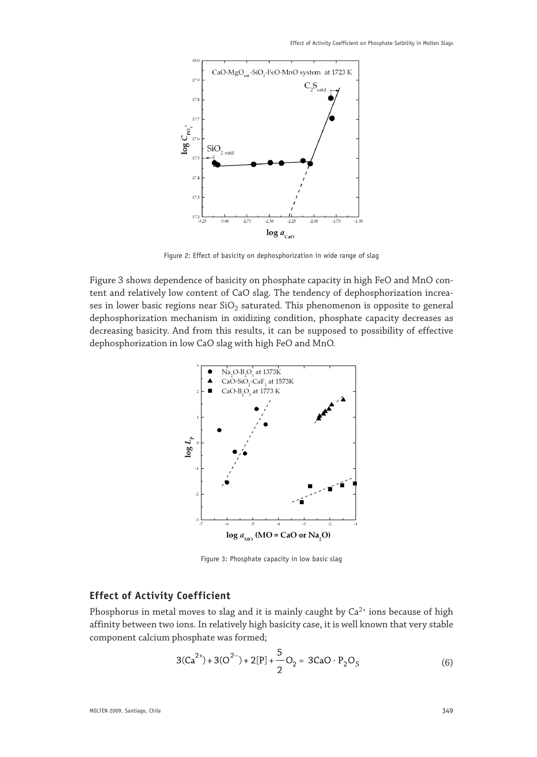Figure 2: Effect of basicity on dephosphorization in wide range of slag

Figure 3 shows dependence of basicity on phosphate capacity in high FeO and MnO content and relatively low content of CaO slag. The tendency of dephosphorization increases in lower basic regions near $SiO_2$ saturated. This phenomenon is opposite to general dephosphorization mechanism in oxidizing condition, phosphate capacity decreases as decreasing basicity. And from this results, it can be supposed to possibility of effective dephosphorization in low CaO slag with high FeO and MnO.

Figure 3: Phosphate capacity in low basic slag

## Effect of Activity Coefficient

Phosphorus in metal moves to slag and it is mainly caught by $Ca^{2+}$ ions because of high affinity between two ions. In relatively high basicity case, it is well known that very stable component calcium phosphate was formed;

$$3(Ca^{2+}) + 3(O^{2-}) + 2[P] + \frac{5}{2}O_2 = 3CaO \cdot P_2O_5 \tag{6}$$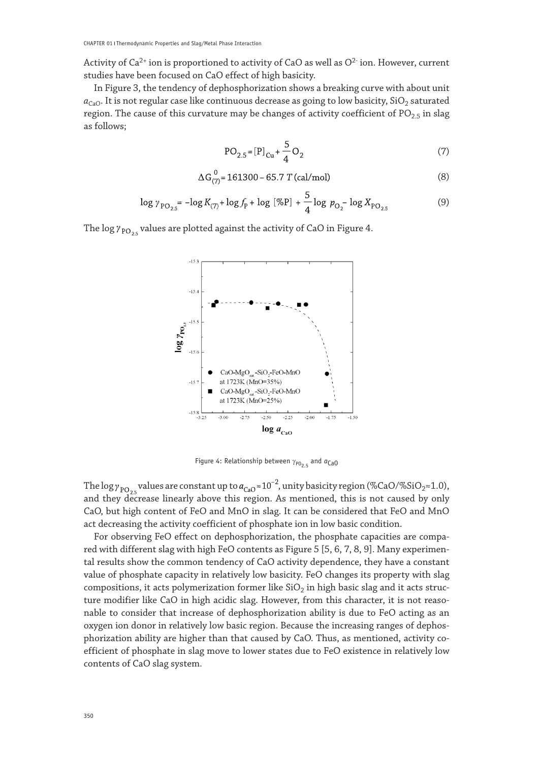Activity of $Ca^{2+}$ ion is proportioned to activity of CaO as well as $O^{2-}$ ion. However, current studies have been focused on CaO effect of high basicity.

In Figure 3, the tendency of dephosphorization shows a breaking curve with about unit $a_{CaO}$. It is not regular case like continuous decrease as going to low basicity, $SiO_2$ saturated region. The cause of this curvature may be changes of activity coefficient of $PO_{2.5}$ in slag as follows;

$$PO_{2.5} = [P]_{Cu} + \frac{5}{4} O_2 \tag{7}$$

$$\Delta G^0_{(7)} = 161300 - 65.7\, T \text{ (cal/mol)} \tag{8}$$

$$\log \gamma_{PO_{2.5}} = -\log K_{(7)} + \log f_P + \log\, [\%P] + \frac{5}{4} \log\, p_{O_2} - \log X_{PO_{2.5}} \tag{9}$$

The $\log \gamma_{PO_{2.5}}$ values are plotted against the activity of CaO in Figure 4.

Figure 4: Relationship between $\gamma_{PO_{2.5}}$ and $a_{CaO}$

The $\log \gamma_{PO_{2.5}}$ values are constant up to $a_{CaO} \approx 10^{-2}$, unity basicity region ($\%CaO/\%SiO_2 \approx 1.0$), and they decrease linearly above this region. As mentioned, this is not caused by only CaO, but high content of FeO and MnO in slag. It can be considered that FeO and MnO act decreasing the activity coefficient of phosphate ion in low basic condition.

For observing FeO effect on dephosphorization, the phosphate capacities are compared with different slag with high FeO contents as Figure 5 [5, 6, 7, 8, 9]. Many experimental results show the common tendency of CaO activity dependence, they have a constant value of phosphate capacity in relatively low basicity. FeO changes its property with slag compositions, it acts polymerization former like $SiO_2$ in high basic slag and it acts structure modifier like CaO in high acidic slag. However, from this character, it is not reasonable to consider that increase of dephosphorization ability is due to FeO acting as an oxygen ion donor in relatively low basic region. Because the increasing ranges of dephosphorization ability are higher than that caused by CaO. Thus, as mentioned, activity coefficient of phosphate in slag move to lower states due to FeO existence in relatively low contents of CaO slag system.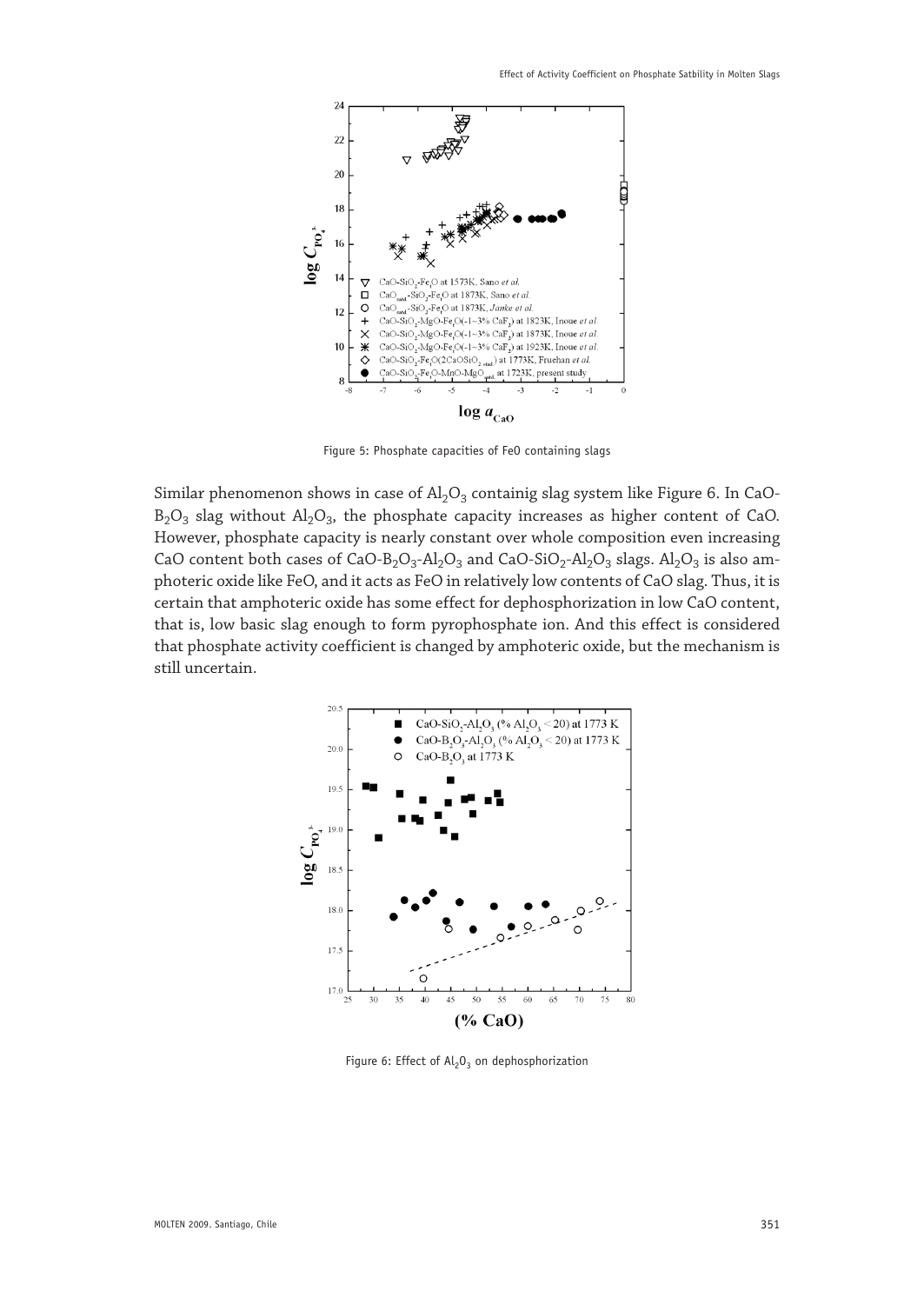Figure 5: Phosphate capacities of FeO containing slags

Similar phenomenon shows in case of $Al_2O_3$ containig slag system like Figure 6. In CaO-$B_2O_3$ slag without $Al_2O_3$, the phosphate capacity increases as higher content of CaO. However, phosphate capacity is nearly constant over whole composition even increasing CaO content both cases of CaO-$B_2O_3$-$Al_2O_3$ and CaO-$SiO_2$-$Al_2O_3$ slags. $Al_2O_3$ is also amphoteric oxide like FeO, and it acts as FeO in relatively low contents of CaO slag. Thus, it is certain that amphoteric oxide has some effect for dephosphorization in low CaO content, that is, low basic slag enough to form pyrophosphate ion. And this effect is considered that phosphate activity coefficient is changed by amphoteric oxide, but the mechanism is still uncertain.

Figure 6: Effect of $Al_2O_3$ on dephosphorization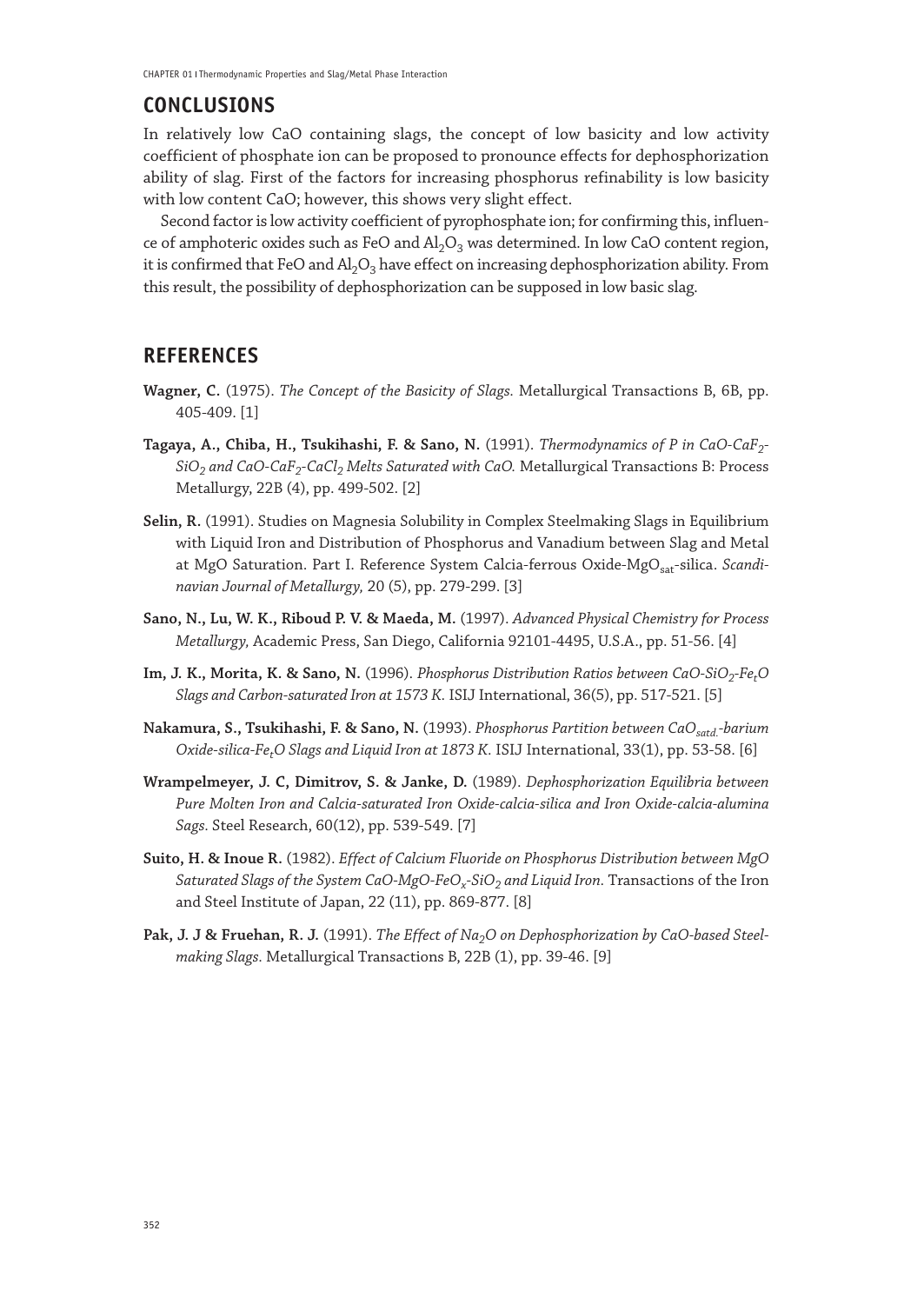## CONCLUSIONS

In relatively low CaO containing slags, the concept of low basicity and low activity coefficient of phosphate ion can be proposed to pronounce effects for dephosphorization ability of slag. First of the factors for increasing phosphorus refinability is low basicity with low content CaO; however, this shows very slight effect.

Second factor is low activity coefficient of pyrophosphate ion; for confirming this, influence of amphoteric oxides such as FeO and $Al_2O_3$ was determined. In low CaO content region, it is confirmed that FeO and $Al_2O_3$ have effect on increasing dephosphorization ability. From this result, the possibility of dephosphorization can be supposed in low basic slag.

## REFERENCES

**Wagner, C.** (1975). *The Concept of the Basicity of Slags.* Metallurgical Transactions B, 6B, pp. 405-409. [1]

**Tagaya, A., Chiba, H., Tsukihashi, F. & Sano, N.** (1991). *Thermodynamics of P in CaO-$CaF_2$-$SiO_2$ and CaO-$CaF_2$-$CaCl_2$ Melts Saturated with CaO.* Metallurgical Transactions B: Process Metallurgy, 22B (4), pp. 499-502. [2]

**Selin, R.** (1991). Studies on Magnesia Solubility in Complex Steelmaking Slags in Equilibrium with Liquid Iron and Distribution of Phosphorus and Vanadium between Slag and Metal at MgO Saturation. Part I. Reference System Calcia-ferrous Oxide-$MgO_{sat}$-silica. *Scandinavian Journal of Metallurgy,* 20 (5), pp. 279-299. [3]

**Sano, N., Lu, W. K., Riboud P. V. & Maeda, M.** (1997). *Advanced Physical Chemistry for Process Metallurgy,* Academic Press, San Diego, California 92101-4495, U.S.A., pp. 51-56. [4]

**Im, J. K., Morita, K. & Sano, N.** (1996). *Phosphorus Distribution Ratios between CaO-$SiO_2$-$Fe_tO$ Slags and Carbon-saturated Iron at 1573 K.* ISIJ International, 36(5), pp. 517-521. [5]

**Nakamura, S., Tsukihashi, F. & Sano, N.** (1993). *Phosphorus Partition between $CaO_{satd.}$-barium Oxide-silica-$Fe_tO$ Slags and Liquid Iron at 1873 K.* ISIJ International, 33(1), pp. 53-58. [6]

**Wrampelmeyer, J. C, Dimitrov, S. & Janke, D.** (1989). *Dephosphorization Equilibria between Pure Molten Iron and Calcia-saturated Iron Oxide-calcia-silica and Iron Oxide-calcia-alumina Sags.* Steel Research, 60(12), pp. 539-549. [7]

**Suito, H. & Inoue R.** (1982). *Effect of Calcium Fluoride on Phosphorus Distribution between MgO Saturated Slags of the System CaO-MgO-$FeO_x$-$SiO_2$ and Liquid Iron.* Transactions of the Iron and Steel Institute of Japan, 22 (11), pp. 869-877. [8]

**Pak, J. J & Fruehan, R. J.** (1991). *The Effect of $Na_2O$ on Dephosphorization by CaO-based Steelmaking Slags.* Metallurgical Transactions B, 22B (1), pp. 39-46. [9]